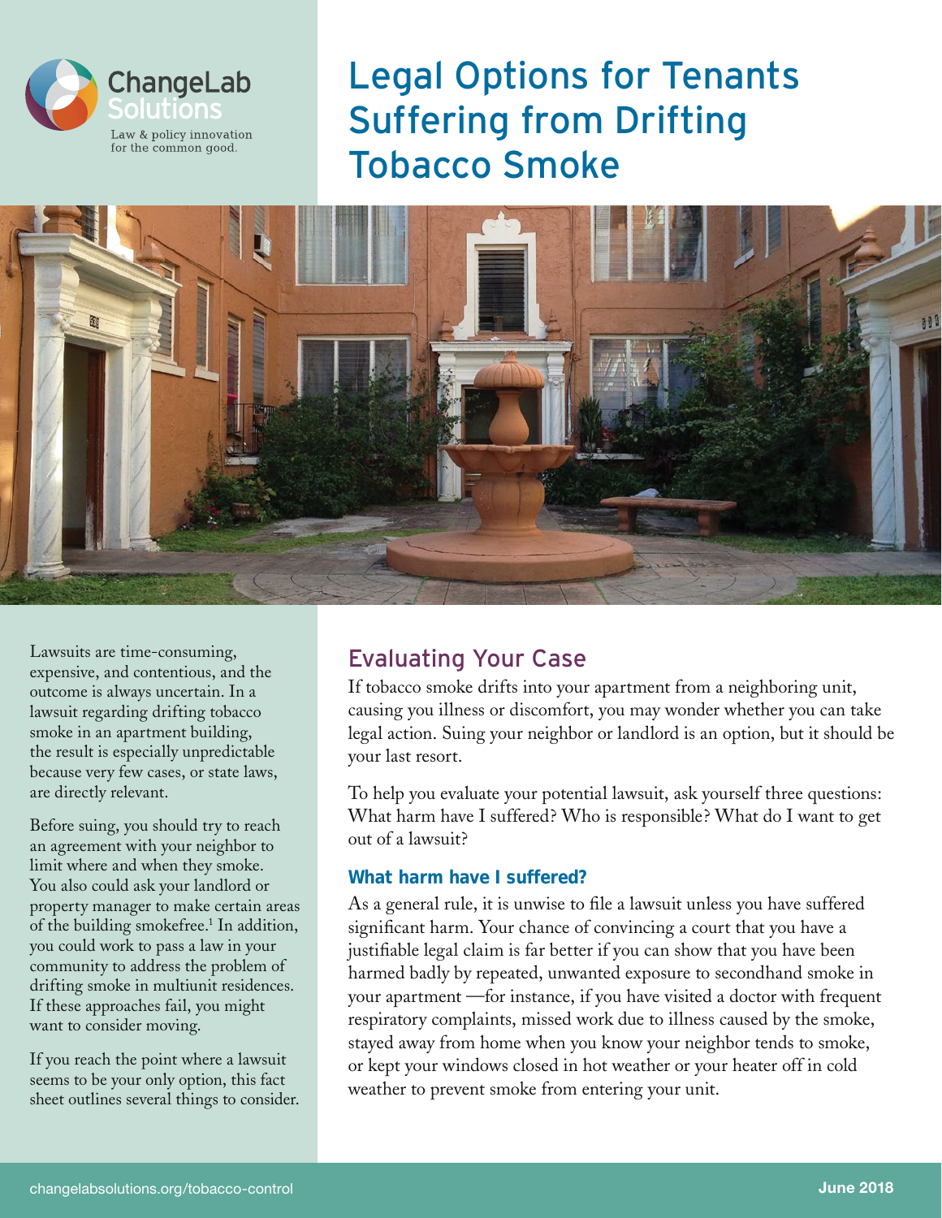ChangeLab Solutions

Law & policy innovation for the common good.

# Legal Options for Tenants Suffering from Drifting Tobacco Smoke

Lawsuits are time-consuming, expensive, and contentious, and the outcome is always uncertain. In a lawsuit regarding drifting tobacco smoke in an apartment building, the result is especially unpredictable because very few cases, or state laws, are directly relevant.

Before suing, you should try to reach an agreement with your neighbor to limit where and when they smoke. You also could ask your landlord or property manager to make certain areas of the building smokefree.[1] In addition, you could work to pass a law in your community to address the problem of drifting smoke in multiunit residences. If these approaches fail, you might want to consider moving.

If you reach the point where a lawsuit seems to be your only option, this fact sheet outlines several things to consider.

## Evaluating Your Case

If tobacco smoke drifts into your apartment from a neighboring unit, causing you illness or discomfort, you may wonder whether you can take legal action. Suing your neighbor or landlord is an option, but it should be your last resort.

To help you evaluate your potential lawsuit, ask yourself three questions: What harm have I suffered? Who is responsible? What do I want to get out of a lawsuit?

### What harm have I suffered?

As a general rule, it is unwise to file a lawsuit unless you have suffered significant harm. Your chance of convincing a court that you have a justifiable legal claim is far better if you can show that you have been harmed badly by repeated, unwanted exposure to secondhand smoke in your apartment —for instance, if you have visited a doctor with frequent respiratory complaints, missed work due to illness caused by the smoke, stayed away from home when you know your neighbor tends to smoke, or kept your windows closed in hot weather or your heater off in cold weather to prevent smoke from entering your unit.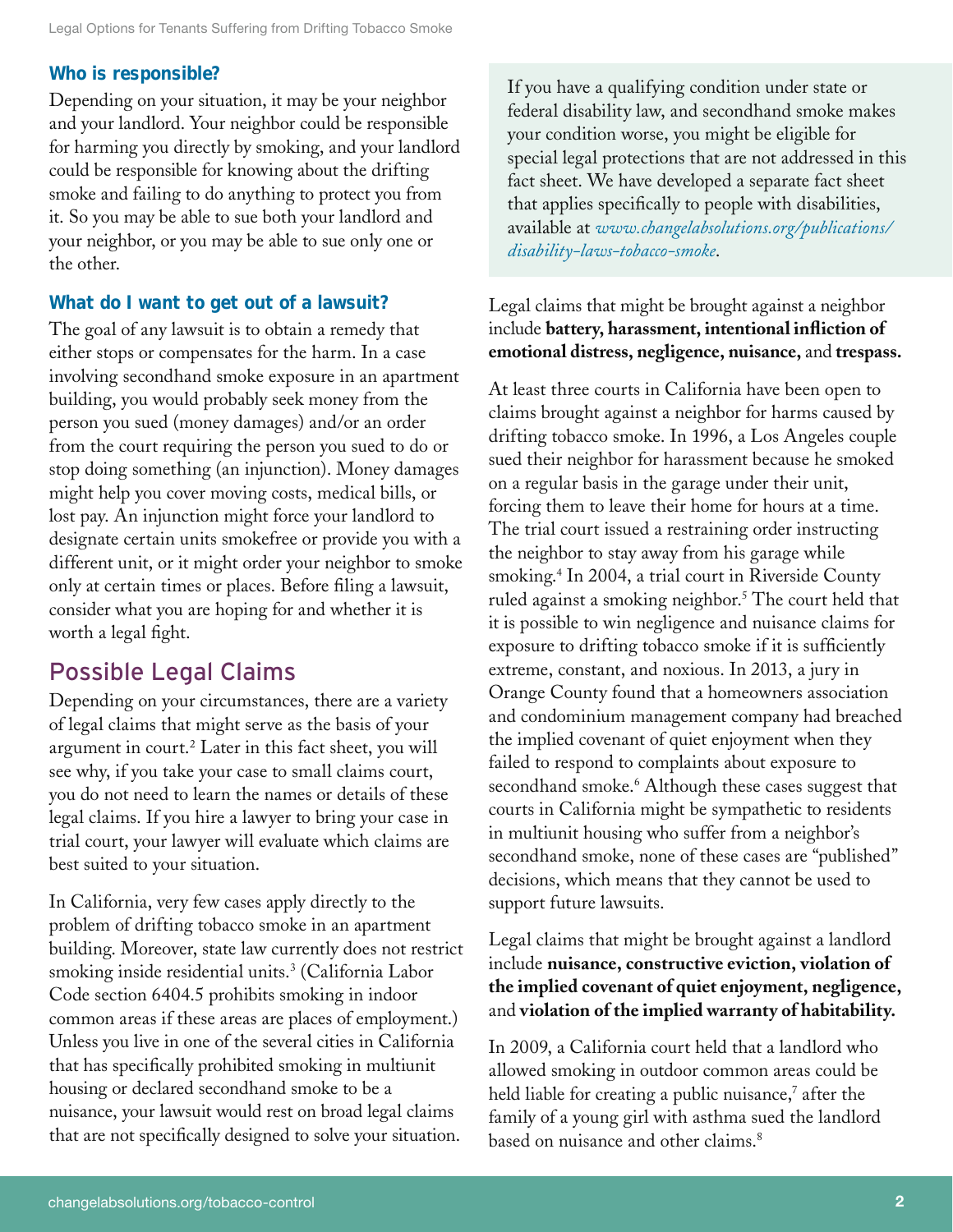### Who is responsible?

Depending on your situation, it may be your neighbor and your landlord. Your neighbor could be responsible for harming you directly by smoking, and your landlord could be responsible for knowing about the drifting smoke and failing to do anything to protect you from it. So you may be able to sue both your landlord and your neighbor, or you may be able to sue only one or the other.

### What do I want to get out of a lawsuit?

The goal of any lawsuit is to obtain a remedy that either stops or compensates for the harm. In a case involving secondhand smoke exposure in an apartment building, you would probably seek money from the person you sued (money damages) and/or an order from the court requiring the person you sued to do or stop doing something (an injunction). Money damages might help you cover moving costs, medical bills, or lost pay. An injunction might force your landlord to designate certain units smokefree or provide you with a different unit, or it might order your neighbor to smoke only at certain times or places. Before filing a lawsuit, consider what you are hoping for and whether it is worth a legal fight.

## Possible Legal Claims

Depending on your circumstances, there are a variety of legal claims that might serve as the basis of your argument in court.[2] Later in this fact sheet, you will see why, if you take your case to small claims court, you do not need to learn the names or details of these legal claims. If you hire a lawyer to bring your case in trial court, your lawyer will evaluate which claims are best suited to your situation.

In California, very few cases apply directly to the problem of drifting tobacco smoke in an apartment building. Moreover, state law currently does not restrict smoking inside residential units.[3] (California Labor Code section 6404.5 prohibits smoking in indoor common areas if these areas are places of employment.) Unless you live in one of the several cities in California that has specifically prohibited smoking in multiunit housing or declared secondhand smoke to be a nuisance, your lawsuit would rest on broad legal claims that are not specifically designed to solve your situation.

> If you have a qualifying condition under state or federal disability law, and secondhand smoke makes your condition worse, you might be eligible for special legal protections that are not addressed in this fact sheet. We have developed a separate fact sheet that applies specifically to people with disabilities, available at *www.changelabsolutions.org/publications/disability-laws-tobacco-smoke*.

Legal claims that might be brought against a neighbor include **battery, harassment, intentional infliction of emotional distress, negligence, nuisance,** and **trespass.**

At least three courts in California have been open to claims brought against a neighbor for harms caused by drifting tobacco smoke. In 1996, a Los Angeles couple sued their neighbor for harassment because he smoked on a regular basis in the garage under their unit, forcing them to leave their home for hours at a time. The trial court issued a restraining order instructing the neighbor to stay away from his garage while smoking.[4] In 2004, a trial court in Riverside County ruled against a smoking neighbor.[5] The court held that it is possible to win negligence and nuisance claims for exposure to drifting tobacco smoke if it is sufficiently extreme, constant, and noxious. In 2013, a jury in Orange County found that a homeowners association and condominium management company had breached the implied covenant of quiet enjoyment when they failed to respond to complaints about exposure to secondhand smoke.[6] Although these cases suggest that courts in California might be sympathetic to residents in multiunit housing who suffer from a neighbor's secondhand smoke, none of these cases are "published" decisions, which means that they cannot be used to support future lawsuits.

Legal claims that might be brought against a landlord include **nuisance, constructive eviction, violation of the implied covenant of quiet enjoyment, negligence,** and **violation of the implied warranty of habitability.**

In 2009, a California court held that a landlord who allowed smoking in outdoor common areas could be held liable for creating a public nuisance,[7] after the family of a young girl with asthma sued the landlord based on nuisance and other claims.[8]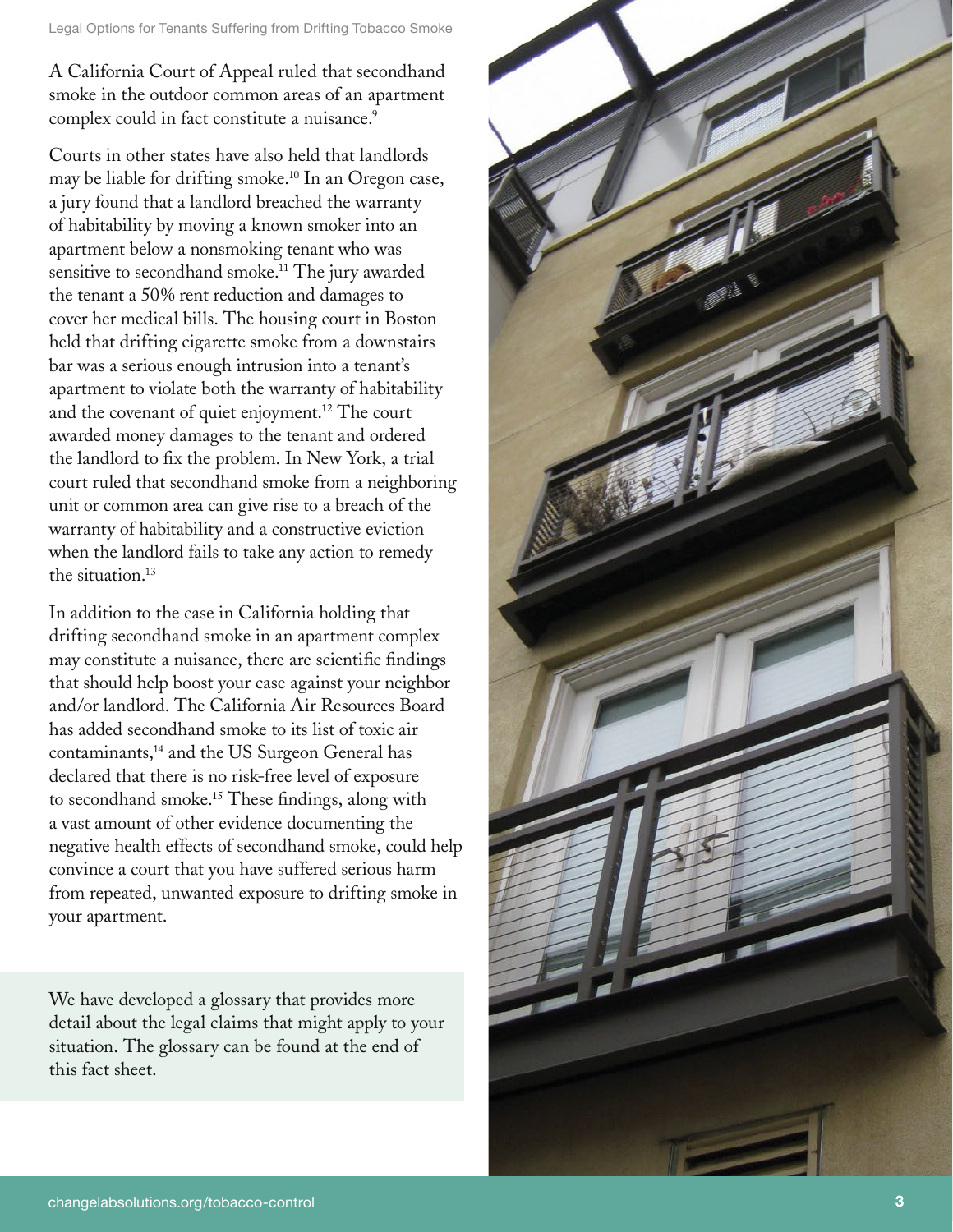A California Court of Appeal ruled that secondhand smoke in the outdoor common areas of an apartment complex could in fact constitute a nuisance.[9]

Courts in other states have also held that landlords may be liable for drifting smoke.[10] In an Oregon case, a jury found that a landlord breached the warranty of habitability by moving a known smoker into an apartment below a nonsmoking tenant who was sensitive to secondhand smoke.[11] The jury awarded the tenant a 50% rent reduction and damages to cover her medical bills. The housing court in Boston held that drifting cigarette smoke from a downstairs bar was a serious enough intrusion into a tenant's apartment to violate both the warranty of habitability and the covenant of quiet enjoyment.[12] The court awarded money damages to the tenant and ordered the landlord to fix the problem. In New York, a trial court ruled that secondhand smoke from a neighboring unit or common area can give rise to a breach of the warranty of habitability and a constructive eviction when the landlord fails to take any action to remedy the situation.[13]

In addition to the case in California holding that drifting secondhand smoke in an apartment complex may constitute a nuisance, there are scientific findings that should help boost your case against your neighbor and/or landlord. The California Air Resources Board has added secondhand smoke to its list of toxic air contaminants,[14] and the US Surgeon General has declared that there is no risk-free level of exposure to secondhand smoke.[15] These findings, along with a vast amount of other evidence documenting the negative health effects of secondhand smoke, could help convince a court that you have suffered serious harm from repeated, unwanted exposure to drifting smoke in your apartment.

We have developed a glossary that provides more detail about the legal claims that might apply to your situation. The glossary can be found at the end of this fact sheet.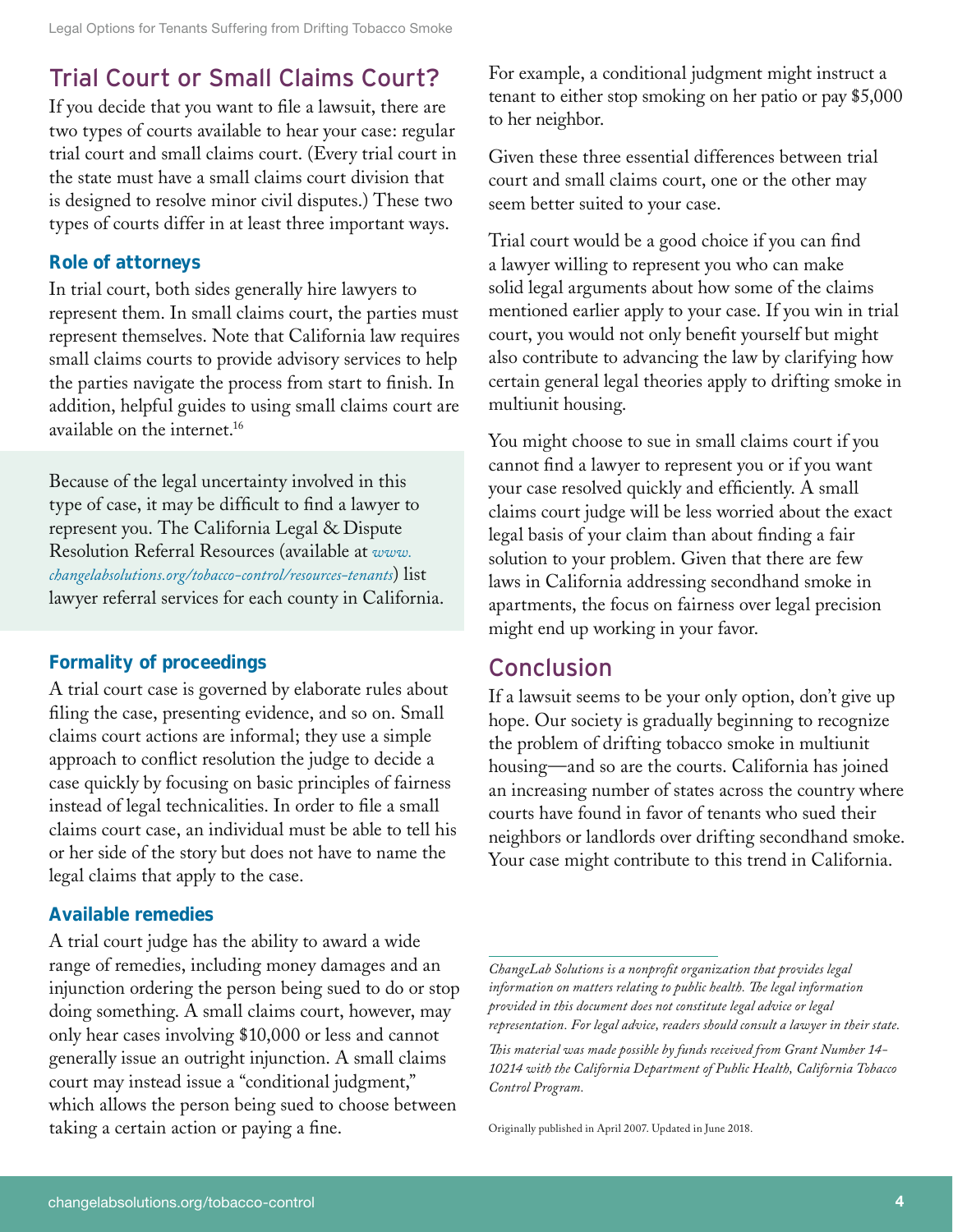## Trial Court or Small Claims Court?

If you decide that you want to file a lawsuit, there are two types of courts available to hear your case: regular trial court and small claims court. (Every trial court in the state must have a small claims court division that is designed to resolve minor civil disputes.) These two types of courts differ in at least three important ways.

### Role of attorneys

In trial court, both sides generally hire lawyers to represent them. In small claims court, the parties must represent themselves. Note that California law requires small claims courts to provide advisory services to help the parties navigate the process from start to finish. In addition, helpful guides to using small claims court are available on the internet.[16]

Because of the legal uncertainty involved in this type of case, it may be difficult to find a lawyer to represent you. The California Legal & Dispute Resolution Referral Resources (available at *www.changelabsolutions.org/tobacco-control/resources-tenants*) list lawyer referral services for each county in California.

### Formality of proceedings

A trial court case is governed by elaborate rules about filing the case, presenting evidence, and so on. Small claims court actions are informal; they use a simple approach to conflict resolution the judge to decide a case quickly by focusing on basic principles of fairness instead of legal technicalities. In order to file a small claims court case, an individual must be able to tell his or her side of the story but does not have to name the legal claims that apply to the case.

### Available remedies

A trial court judge has the ability to award a wide range of remedies, including money damages and an injunction ordering the person being sued to do or stop doing something. A small claims court, however, may only hear cases involving $10,000 or less and cannot generally issue an outright injunction. A small claims court may instead issue a "conditional judgment," which allows the person being sued to choose between taking a certain action or paying a fine.

For example, a conditional judgment might instruct a tenant to either stop smoking on her patio or pay $5,000 to her neighbor.

Given these three essential differences between trial court and small claims court, one or the other may seem better suited to your case.

Trial court would be a good choice if you can find a lawyer willing to represent you who can make solid legal arguments about how some of the claims mentioned earlier apply to your case. If you win in trial court, you would not only benefit yourself but might also contribute to advancing the law by clarifying how certain general legal theories apply to drifting smoke in multiunit housing.

You might choose to sue in small claims court if you cannot find a lawyer to represent you or if you want your case resolved quickly and efficiently. A small claims court judge will be less worried about the exact legal basis of your claim than about finding a fair solution to your problem. Given that there are few laws in California addressing secondhand smoke in apartments, the focus on fairness over legal precision might end up working in your favor.

## Conclusion

If a lawsuit seems to be your only option, don't give up hope. Our society is gradually beginning to recognize the problem of drifting tobacco smoke in multiunit housing—and so are the courts. California has joined an increasing number of states across the country where courts have found in favor of tenants who sued their neighbors or landlords over drifting secondhand smoke. Your case might contribute to this trend in California.

---

*ChangeLab Solutions is a nonprofit organization that provides legal information on matters relating to public health. The legal information provided in this document does not constitute legal advice or legal representation. For legal advice, readers should consult a lawyer in their state.*

*This material was made possible by funds received from Grant Number 14-10214 with the California Department of Public Health, California Tobacco Control Program.*

Originally published in April 2007. Updated in June 2018.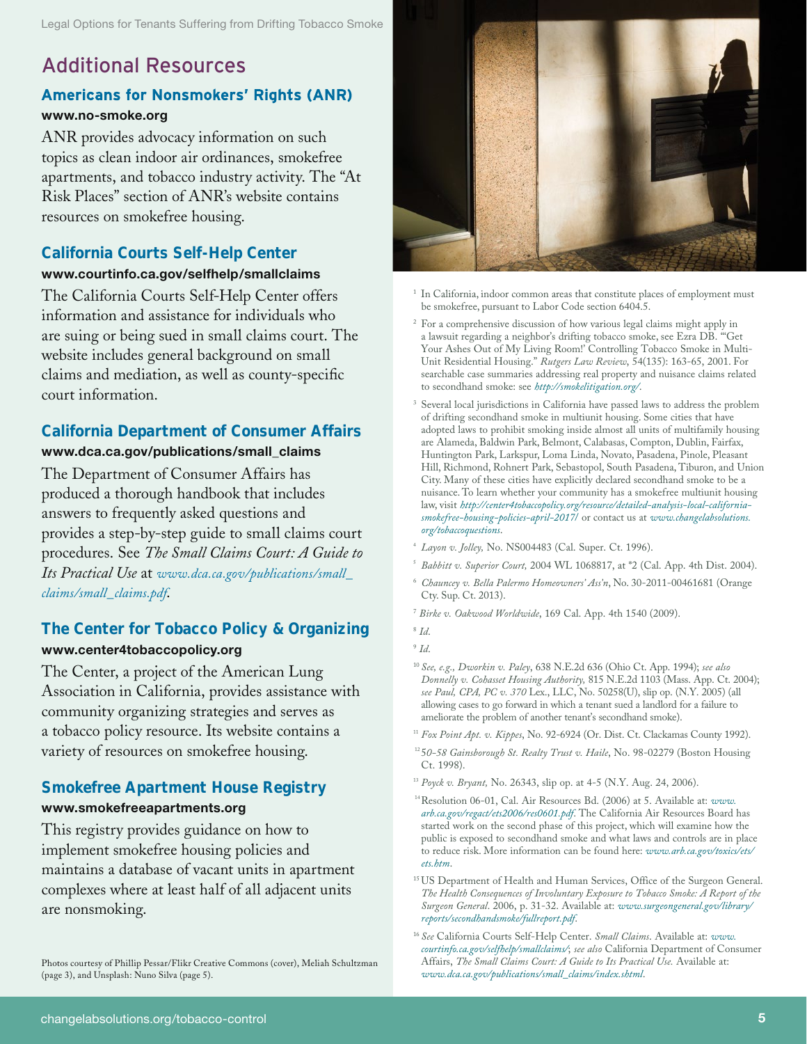## Additional Resources

### Americans for Nonsmokers' Rights (ANR)

**www.no-smoke.org**

ANR provides advocacy information on such topics as clean indoor air ordinances, smokefree apartments, and tobacco industry activity. The "At Risk Places" section of ANR's website contains resources on smokefree housing.

### California Courts Self-Help Center

**www.courtinfo.ca.gov/selfhelp/smallclaims**

The California Courts Self-Help Center offers information and assistance for individuals who are suing or being sued in small claims court. The website includes general background on small claims and mediation, as well as county-specific court information.

### California Department of Consumer Affairs

**www.dca.ca.gov/publications/small_claims**

The Department of Consumer Affairs has produced a thorough handbook that includes answers to frequently asked questions and provides a step-by-step guide to small claims court procedures. See *The Small Claims Court: A Guide to Its Practical Use* at *www.dca.ca.gov/publications/small_claims/small_claims.pdf*.

### The Center for Tobacco Policy & Organizing

**www.center4tobaccopolicy.org**

The Center, a project of the American Lung Association in California, provides assistance with community organizing strategies and serves as a tobacco policy resource. Its website contains a variety of resources on smokefree housing.

### Smokefree Apartment House Registry

**www.smokefreeapartments.org**

This registry provides guidance on how to implement smokefree housing policies and maintains a database of vacant units in apartment complexes where at least half of all adjacent units are nonsmoking.

Photos courtesy of Phillip Pessar/Flikr Creative Commons (cover), Meliah Schultzman (page 3), and Unsplash: Nuno Silva (page 5).

---

[1] In California, indoor common areas that constitute places of employment must be smokefree, pursuant to Labor Code section 6404.5.

[2] For a comprehensive discussion of how various legal claims might apply in a lawsuit regarding a neighbor's drifting tobacco smoke, see Ezra DB. "'Get Your Ashes Out of My Living Room!' Controlling Tobacco Smoke in Multi-Unit Residential Housing." *Rutgers Law Review*, 54(135): 163-65, 2001. For searchable case summaries addressing real property and nuisance claims related to secondhand smoke: see *http://smokelitigation.org/*.

[3] Several local jurisdictions in California have passed laws to address the problem of drifting secondhand smoke in multiunit housing. Some cities that have adopted laws to prohibit smoking inside almost all units of multifamily housing are Alameda, Baldwin Park, Belmont, Calabasas, Compton, Dublin, Fairfax, Huntington Park, Larkspur, Loma Linda, Novato, Pasadena, Pinole, Pleasant Hill, Richmond, Rohnert Park, Sebastopol, South Pasadena, Tiburon, and Union City. Many of these cities have explicitly declared secondhand smoke to be a nuisance. To learn whether your community has a smokefree multiunit housing law, visit *http://center4tobaccopolicy.org/resource/detailed-analysis-local-california-smokefree-housing-policies-april-2017/* or contact us at *www.changelabsolutions.org/tobaccoquestions*.

[4] *Layon v. Jolley,* No. NS004483 (Cal. Super. Ct. 1996).

[5] *Babbitt v. Superior Court,* 2004 WL 1068817, at *2 (Cal. App. 4th Dist. 2004).

[6] *Chauncey v. Bella Palermo Homeowners' Ass'n*, No. 30-2011-00461681 (Orange Cty. Sup. Ct. 2013).

[7] *Birke v. Oakwood Worldwide*, 169 Cal. App. 4th 1540 (2009).

[8] *Id*.

[9] *Id*.

[10] *See, e.g., Dworkin v. Paley*, 638 N.E.2d 636 (Ohio Ct. App. 1994); *see also Donnelly v. Cohasset Housing Authority,* 815 N.E.2d 1103 (Mass. App. Ct. 2004); *see Paul, CPA, PC v. 370* Lex., LLC, No. 50258(U), slip op. (N.Y. 2005) (all allowing cases to go forward in which a tenant sued a landlord for a failure to ameliorate the problem of another tenant's secondhand smoke).

[11] *Fox Point Apt. v. Kippes*, No. 92-6924 (Or. Dist. Ct. Clackamas County 1992).

[12] *50-58 Gainsborough St. Realty Trust v. Haile*, No. 98-02279 (Boston Housing Ct. 1998).

[13] *Poyck v. Bryant,* No. 26343, slip op. at 4-5 (N.Y. Aug. 24, 2006).

[14] Resolution 06-01, Cal. Air Resources Bd. (2006) at 5. Available at: *www.arb.ca.gov/regact/ets2006/res0601.pdf*. The California Air Resources Board has started work on the second phase of this project, which will examine how the public is exposed to secondhand smoke and what laws and controls are in place to reduce risk. More information can be found here: *www.arb.ca.gov/toxics/ets/ets.htm*.

[15] US Department of Health and Human Services, Office of the Surgeon General. *The Health Consequences of Involuntary Exposure to Tobacco Smoke: A Report of the Surgeon General*. 2006, p. 31-32. Available at: *www.surgeongeneral.gov/library/reports/secondhandsmoke/fullreport.pdf*.

[16] *See* California Courts Self-Help Center. *Small Claims*. Available at: *www.courtinfo.ca.gov/selfhelp/smallclaims/*; *see also* California Department of Consumer Affairs, *The Small Claims Court: A Guide to Its Practical Use.* Available at: *www.dca.ca.gov/publications/small_claims/index.shtml*.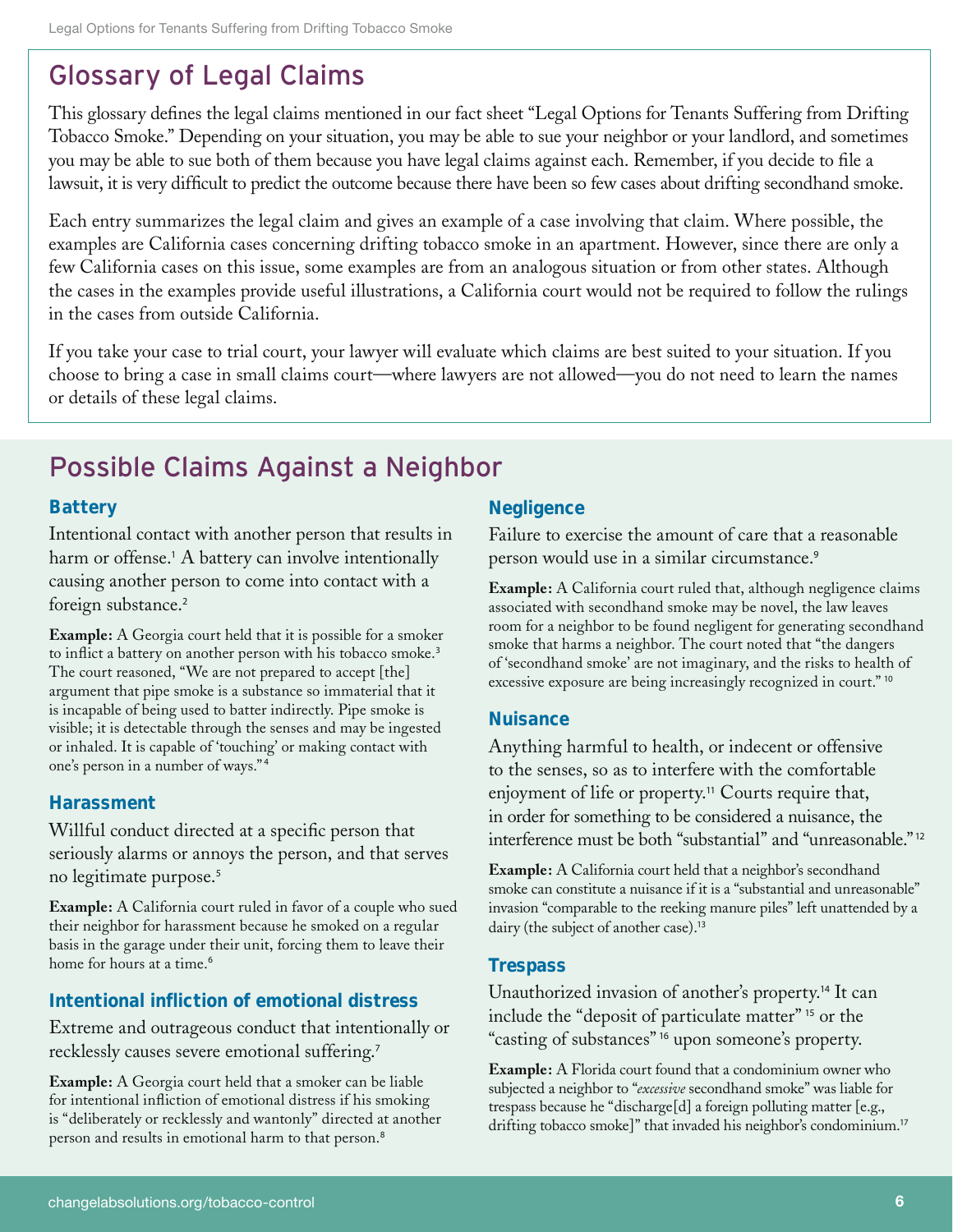## Glossary of Legal Claims

This glossary defines the legal claims mentioned in our fact sheet "Legal Options for Tenants Suffering from Drifting Tobacco Smoke." Depending on your situation, you may be able to sue your neighbor or your landlord, and sometimes you may be able to sue both of them because you have legal claims against each. Remember, if you decide to file a lawsuit, it is very difficult to predict the outcome because there have been so few cases about drifting secondhand smoke.

Each entry summarizes the legal claim and gives an example of a case involving that claim. Where possible, the examples are California cases concerning drifting tobacco smoke in an apartment. However, since there are only a few California cases on this issue, some examples are from an analogous situation or from other states. Although the cases in the examples provide useful illustrations, a California court would not be required to follow the rulings in the cases from outside California.

If you take your case to trial court, your lawyer will evaluate which claims are best suited to your situation. If you choose to bring a case in small claims court—where lawyers are not allowed—you do not need to learn the names or details of these legal claims.

## Possible Claims Against a Neighbor

### Battery

Intentional contact with another person that results in harm or offense.[1] A battery can involve intentionally causing another person to come into contact with a foreign substance.[2]

**Example:** A Georgia court held that it is possible for a smoker to inflict a battery on another person with his tobacco smoke.[3] The court reasoned, "We are not prepared to accept [the] argument that pipe smoke is a substance so immaterial that it is incapable of being used to batter indirectly. Pipe smoke is visible; it is detectable through the senses and may be ingested or inhaled. It is capable of 'touching' or making contact with one's person in a number of ways."[4]

### Harassment

Willful conduct directed at a specific person that seriously alarms or annoys the person, and that serves no legitimate purpose.[5]

**Example:** A California court ruled in favor of a couple who sued their neighbor for harassment because he smoked on a regular basis in the garage under their unit, forcing them to leave their home for hours at a time.[6]

### Intentional infliction of emotional distress

Extreme and outrageous conduct that intentionally or recklessly causes severe emotional suffering.[7]

**Example:** A Georgia court held that a smoker can be liable for intentional infliction of emotional distress if his smoking is "deliberately or recklessly and wantonly" directed at another person and results in emotional harm to that person.[8]

### Negligence

Failure to exercise the amount of care that a reasonable person would use in a similar circumstance.[9]

**Example:** A California court ruled that, although negligence claims associated with secondhand smoke may be novel, the law leaves room for a neighbor to be found negligent for generating secondhand smoke that harms a neighbor. The court noted that "the dangers of 'secondhand smoke' are not imaginary, and the risks to health of excessive exposure are being increasingly recognized in court."[10]

### Nuisance

Anything harmful to health, or indecent or offensive to the senses, so as to interfere with the comfortable enjoyment of life or property.[11] Courts require that, in order for something to be considered a nuisance, the interference must be both "substantial" and "unreasonable."[12]

**Example:** A California court held that a neighbor's secondhand smoke can constitute a nuisance if it is a "substantial and unreasonable" invasion "comparable to the reeking manure piles" left unattended by a dairy (the subject of another case).[13]

### Trespass

Unauthorized invasion of another's property.[14] It can include the "deposit of particulate matter"[15] or the "casting of substances"[16] upon someone's property.

**Example:** A Florida court found that a condominium owner who subjected a neighbor to "*excessive* secondhand smoke" was liable for trespass because he "discharge[d] a foreign polluting matter [e.g., drifting tobacco smoke]" that invaded his neighbor's condominium.[17]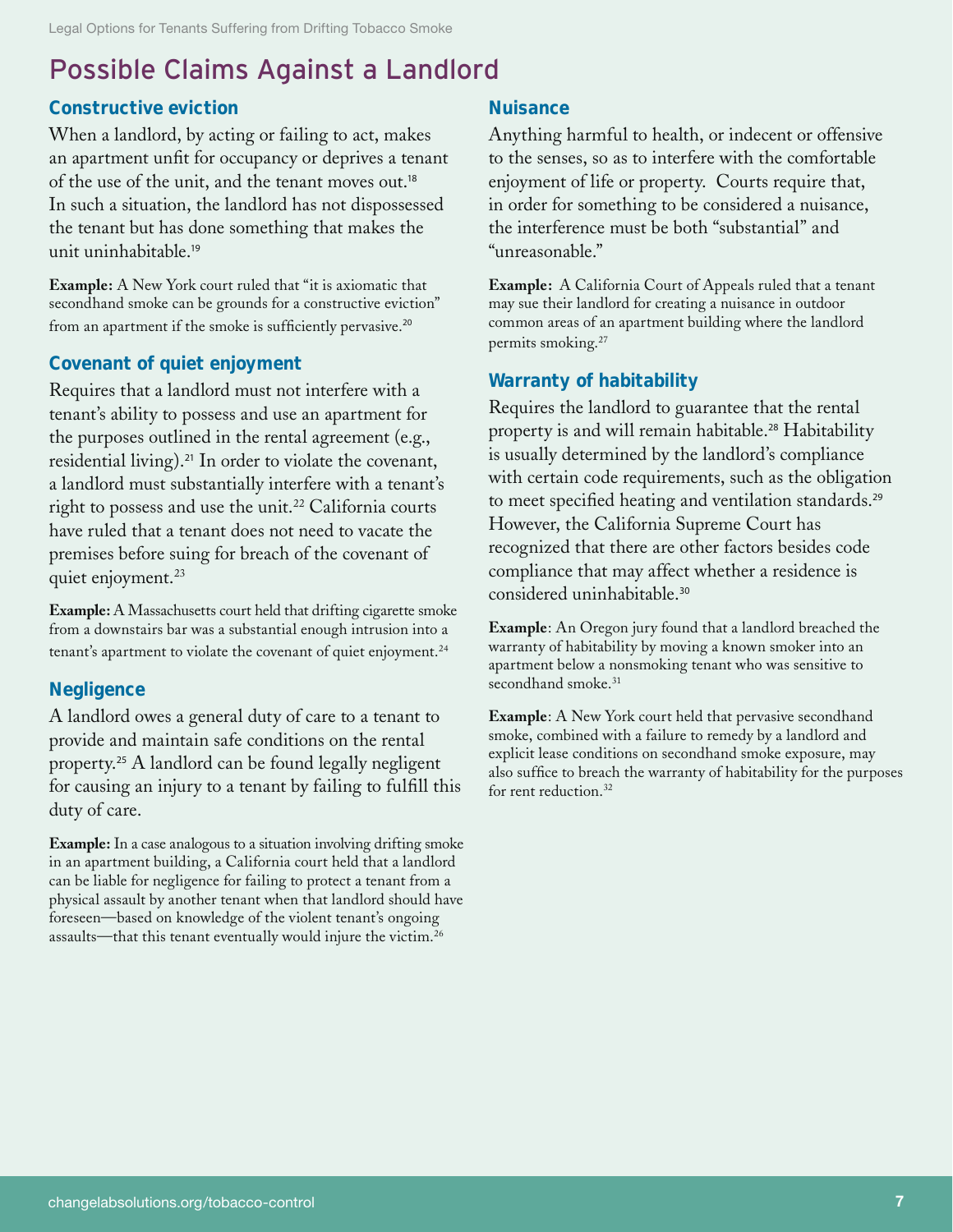# Possible Claims Against a Landlord

### Constructive eviction

When a landlord, by acting or failing to act, makes an apartment unfit for occupancy or deprives a tenant of the use of the unit, and the tenant moves out.[18] In such a situation, the landlord has not dispossessed the tenant but has done something that makes the unit uninhabitable.[19]

**Example:** A New York court ruled that "it is axiomatic that secondhand smoke can be grounds for a constructive eviction" from an apartment if the smoke is sufficiently pervasive.[20]

### Covenant of quiet enjoyment

Requires that a landlord must not interfere with a tenant's ability to possess and use an apartment for the purposes outlined in the rental agreement (e.g., residential living).[21] In order to violate the covenant, a landlord must substantially interfere with a tenant's right to possess and use the unit.[22] California courts have ruled that a tenant does not need to vacate the premises before suing for breach of the covenant of quiet enjoyment.[23]

**Example:** A Massachusetts court held that drifting cigarette smoke from a downstairs bar was a substantial enough intrusion into a tenant's apartment to violate the covenant of quiet enjoyment.[24]

### Negligence

A landlord owes a general duty of care to a tenant to provide and maintain safe conditions on the rental property.[25] A landlord can be found legally negligent for causing an injury to a tenant by failing to fulfill this duty of care.

**Example:** In a case analogous to a situation involving drifting smoke in an apartment building, a California court held that a landlord can be liable for negligence for failing to protect a tenant from a physical assault by another tenant when that landlord should have foreseen—based on knowledge of the violent tenant's ongoing assaults—that this tenant eventually would injure the victim.[26]

### Nuisance

Anything harmful to health, or indecent or offensive to the senses, so as to interfere with the comfortable enjoyment of life or property. Courts require that, in order for something to be considered a nuisance, the interference must be both "substantial" and "unreasonable."

**Example:** A California Court of Appeals ruled that a tenant may sue their landlord for creating a nuisance in outdoor common areas of an apartment building where the landlord permits smoking.[27]

### Warranty of habitability

Requires the landlord to guarantee that the rental property is and will remain habitable.[28] Habitability is usually determined by the landlord's compliance with certain code requirements, such as the obligation to meet specified heating and ventilation standards.[29] However, the California Supreme Court has recognized that there are other factors besides code compliance that may affect whether a residence is considered uninhabitable.[30]

**Example**: An Oregon jury found that a landlord breached the warranty of habitability by moving a known smoker into an apartment below a nonsmoking tenant who was sensitive to secondhand smoke.[31]

**Example**: A New York court held that pervasive secondhand smoke, combined with a failure to remedy by a landlord and explicit lease conditions on secondhand smoke exposure, may also suffice to breach the warranty of habitability for the purposes for rent reduction.[32]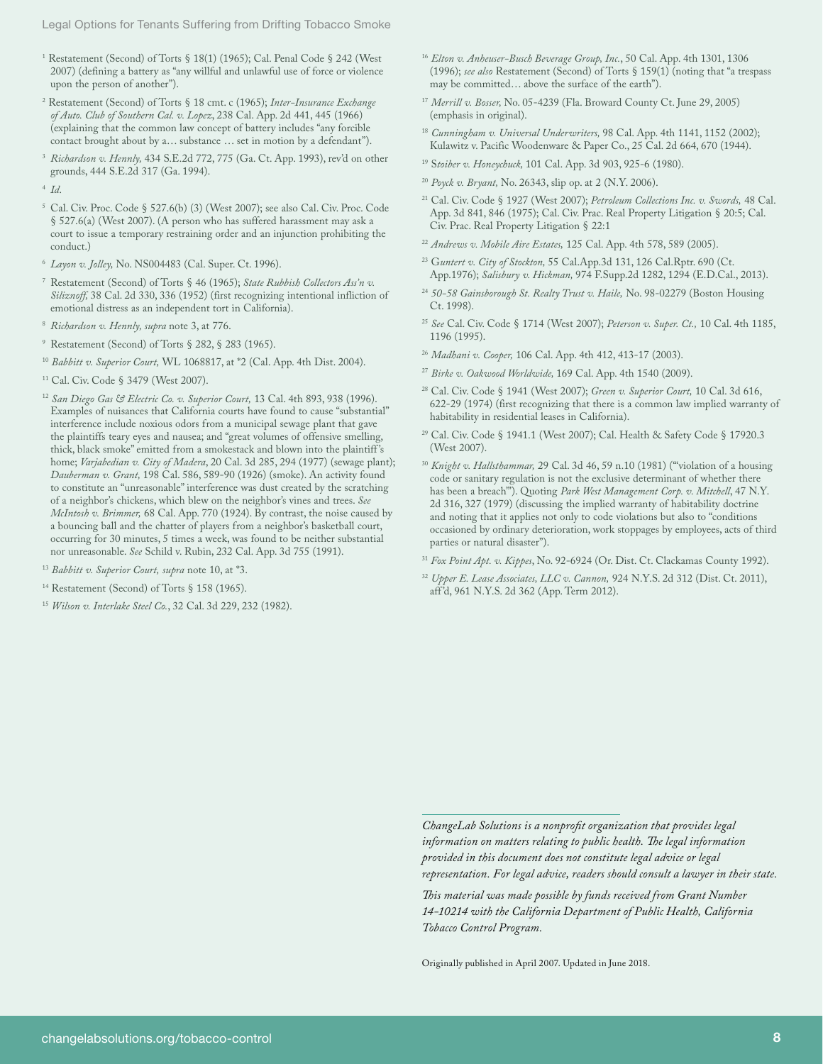[1] Restatement (Second) of Torts § 18(1) (1965); Cal. Penal Code § 242 (West 2007) (defining a battery as "any willful and unlawful use of force or violence upon the person of another").

[2] Restatement (Second) of Torts § 18 cmt. c (1965); *Inter-Insurance Exchange of Auto. Club of Southern Cal. v. Lopez*, 238 Cal. App. 2d 441, 445 (1966) (explaining that the common law concept of battery includes "any forcible contact brought about by a… substance … set in motion by a defendant").

[3] *Richardson v. Hennly,* 434 S.E.2d 772, 775 (Ga. Ct. App. 1993), rev'd on other grounds, 444 S.E.2d 317 (Ga. 1994).

[4] *Id.*

[5] Cal. Civ. Proc. Code § 527.6(b) (3) (West 2007); see also Cal. Civ. Proc. Code § 527.6(a) (West 2007). (A person who has suffered harassment may ask a court to issue a temporary restraining order and an injunction prohibiting the conduct.)

[6] *Layon v. Jolley,* No. NS004483 (Cal. Super. Ct. 1996).

[7] Restatement (Second) of Torts § 46 (1965); *State Rubbish Collectors Ass'n v. Siliznoff,* 38 Cal. 2d 330, 336 (1952) (first recognizing intentional infliction of emotional distress as an independent tort in California).

[8] *Richardson v. Hennly, supra* note 3, at 776.

[9] Restatement (Second) of Torts § 282, § 283 (1965).

[10] *Babbitt v. Superior Court,* WL 1068817, at *2 (Cal. App. 4th Dist. 2004).

[11] Cal. Civ. Code § 3479 (West 2007).

[12] *San Diego Gas & Electric Co. v. Superior Court,* 13 Cal. 4th 893, 938 (1996). Examples of nuisances that California courts have found to cause "substantial" interference include noxious odors from a municipal sewage plant that gave the plaintiffs teary eyes and nausea; and "great volumes of offensive smelling, thick, black smoke" emitted from a smokestack and blown into the plaintiff's home; *Varjabedian v. City of Madera*, 20 Cal. 3d 285, 294 (1977) (sewage plant); *Dauberman v. Grant,* 198 Cal. 586, 589-90 (1926) (smoke). An activity found to constitute an "unreasonable" interference was dust created by the scratching of a neighbor's chickens, which blew on the neighbor's vines and trees. *See McIntosh v. Brimmer,* 68 Cal. App. 770 (1924). By contrast, the noise caused by a bouncing ball and the chatter of players from a neighbor's basketball court, occurring for 30 minutes, 5 times a week, was found to be neither substantial nor unreasonable. *See* Schild v. Rubin, 232 Cal. App. 3d 755 (1991).

[13] *Babbitt v. Superior Court, supra* note 10, at *3.

[14] Restatement (Second) of Torts § 158 (1965).

[15] *Wilson v. Interlake Steel Co.*, 32 Cal. 3d 229, 232 (1982).

[16] *Elton v. Anheuser-Busch Beverage Group, Inc.*, 50 Cal. App. 4th 1301, 1306 (1996); *see also* Restatement (Second) of Torts § 159(1) (noting that "a trespass may be committed… above the surface of the earth").

[17] *Merrill v. Bosser,* No. 05-4239 (Fla. Broward County Ct. June 29, 2005) (emphasis in original).

[18] *Cunningham v. Universal Underwriters,* 98 Cal. App. 4th 1141, 1152 (2002); Kulawitz v. Pacific Woodenware & Paper Co., 25 Cal. 2d 664, 670 (1944).

[19] *Stoiber v. Honeychuck,* 101 Cal. App. 3d 903, 925-6 (1980).

[20] *Poyck v. Bryant,* No. 26343, slip op. at 2 (N.Y. 2006).

[21] Cal. Civ. Code § 1927 (West 2007); *Petroleum Collections Inc. v. Swords,* 48 Cal. App. 3d 841, 846 (1975); Cal. Civ. Prac. Real Property Litigation § 20:5; Cal. Civ. Prac. Real Property Litigation § 22:1

[22] *Andrews v. Mobile Aire Estates,* 125 Cal. App. 4th 578, 589 (2005).

[23] *Guntert v. City of Stockton,* 55 Cal.App.3d 131, 126 Cal.Rptr. 690 (Ct. App.1976); *Salisbury v. Hickman,* 974 F.Supp.2d 1282, 1294 (E.D.Cal., 2013).

[24] *50-58 Gainsborough St. Realty Trust v. Haile,* No. 98-02279 (Boston Housing Ct. 1998).

[25] *See* Cal. Civ. Code § 1714 (West 2007); *Peterson v. Super. Ct.,* 10 Cal. 4th 1185, 1196 (1995).

[26] *Madhani v. Cooper,* 106 Cal. App. 4th 412, 413-17 (2003).

[27] *Birke v. Oakwood Worldwide,* 169 Cal. App. 4th 1540 (2009).

[28] Cal. Civ. Code § 1941 (West 2007); *Green v. Superior Court,* 10 Cal. 3d 616, 622-29 (1974) (first recognizing that there is a common law implied warranty of habitability in residential leases in California).

[29] Cal. Civ. Code § 1941.1 (West 2007); Cal. Health & Safety Code § 17920.3 (West 2007).

[30] *Knight v. Hallsthammar,* 29 Cal. 3d 46, 59 n.10 (1981) ("'violation of a housing code or sanitary regulation is not the exclusive determinant of whether there has been a breach'"). Quoting *Park West Management Corp. v. Mitchell*, 47 N.Y. 2d 316, 327 (1979) (discussing the implied warranty of habitability doctrine and noting that it applies not only to code violations but also to "conditions occasioned by ordinary deterioration, work stoppages by employees, acts of third parties or natural disaster").

[31] *Fox Point Apt. v. Kippes*, No. 92-6924 (Or. Dist. Ct. Clackamas County 1992).

[32] *Upper E. Lease Associates, LLC v. Cannon,* 924 N.Y.S. 2d 312 (Dist. Ct. 2011), aff'd, 961 N.Y.S. 2d 362 (App. Term 2012).

---

*ChangeLab Solutions is a nonprofit organization that provides legal information on matters relating to public health. The legal information provided in this document does not constitute legal advice or legal representation. For legal advice, readers should consult a lawyer in their state.*

*This material was made possible by funds received from Grant Number 14-10214 with the California Department of Public Health, California Tobacco Control Program.*

Originally published in April 2007. Updated in June 2018.